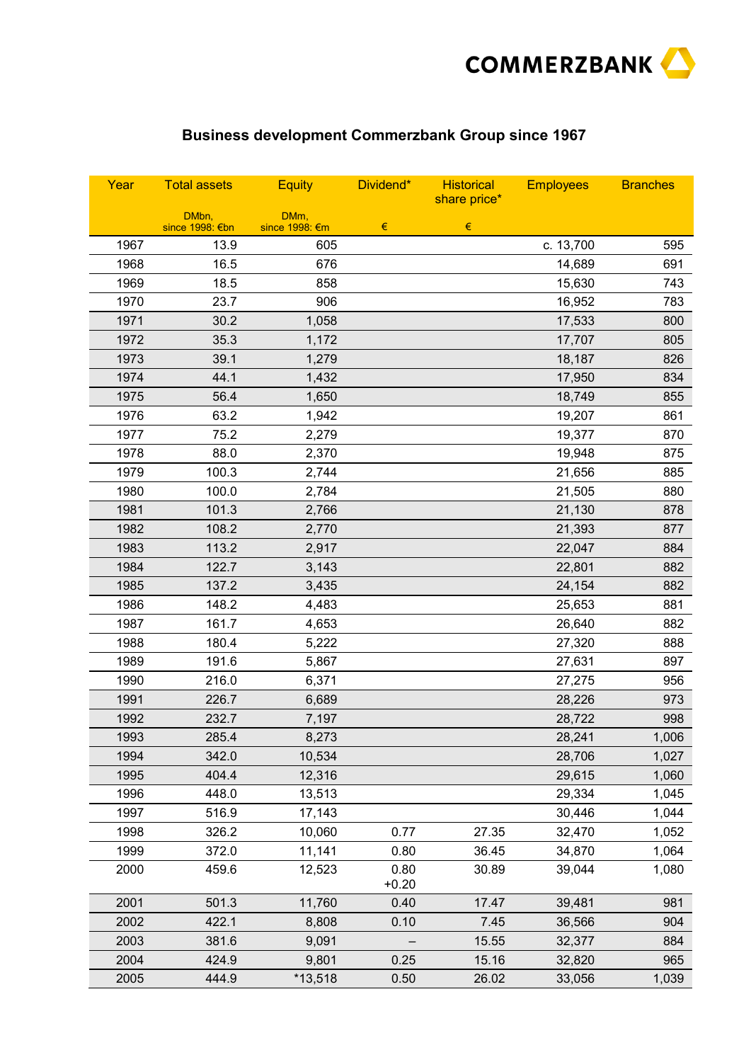COMMERZBANK

## Business development Commerzbank Group since 1967

| Year | Total assets | Equity | Dividend* | Historical share price* | Employees | Branches |
|---|---|---|---|---|---|---|
| | DMbn, since 1998: €bn | DMm, since 1998: €m | € | € | | |
| 1967 | 13.9 | 605 | | | c. 13,700 | 595 |
| 1968 | 16.5 | 676 | | | 14,689 | 691 |
| 1969 | 18.5 | 858 | | | 15,630 | 743 |
| 1970 | 23.7 | 906 | | | 16,952 | 783 |
| 1971 | 30.2 | 1,058 | | | 17,533 | 800 |
| 1972 | 35.3 | 1,172 | | | 17,707 | 805 |
| 1973 | 39.1 | 1,279 | | | 18,187 | 826 |
| 1974 | 44.1 | 1,432 | | | 17,950 | 834 |
| 1975 | 56.4 | 1,650 | | | 18,749 | 855 |
| 1976 | 63.2 | 1,942 | | | 19,207 | 861 |
| 1977 | 75.2 | 2,279 | | | 19,377 | 870 |
| 1978 | 88.0 | 2,370 | | | 19,948 | 875 |
| 1979 | 100.3 | 2,744 | | | 21,656 | 885 |
| 1980 | 100.0 | 2,784 | | | 21,505 | 880 |
| 1981 | 101.3 | 2,766 | | | 21,130 | 878 |
| 1982 | 108.2 | 2,770 | | | 21,393 | 877 |
| 1983 | 113.2 | 2,917 | | | 22,047 | 884 |
| 1984 | 122.7 | 3,143 | | | 22,801 | 882 |
| 1985 | 137.2 | 3,435 | | | 24,154 | 882 |
| 1986 | 148.2 | 4,483 | | | 25,653 | 881 |
| 1987 | 161.7 | 4,653 | | | 26,640 | 882 |
| 1988 | 180.4 | 5,222 | | | 27,320 | 888 |
| 1989 | 191.6 | 5,867 | | | 27,631 | 897 |
| 1990 | 216.0 | 6,371 | | | 27,275 | 956 |
| 1991 | 226.7 | 6,689 | | | 28,226 | 973 |
| 1992 | 232.7 | 7,197 | | | 28,722 | 998 |
| 1993 | 285.4 | 8,273 | | | 28,241 | 1,006 |
| 1994 | 342.0 | 10,534 | | | 28,706 | 1,027 |
| 1995 | 404.4 | 12,316 | | | 29,615 | 1,060 |
| 1996 | 448.0 | 13,513 | | | 29,334 | 1,045 |
| 1997 | 516.9 | 17,143 | | | 30,446 | 1,044 |
| 1998 | 326.2 | 10,060 | 0.77 | 27.35 | 32,470 | 1,052 |
| 1999 | 372.0 | 11,141 | 0.80 | 36.45 | 34,870 | 1,064 |
| 2000 | 459.6 | 12,523 | 0.80 +0.20 | 30.89 | 39,044 | 1,080 |
| 2001 | 501.3 | 11,760 | 0.40 | 17.47 | 39,481 | 981 |
| 2002 | 422.1 | 8,808 | 0.10 | 7.45 | 36,566 | 904 |
| 2003 | 381.6 | 9,091 | – | 15.55 | 32,377 | 884 |
| 2004 | 424.9 | 9,801 | 0.25 | 15.16 | 32,820 | 965 |
| 2005 | 444.9 | *13,518 | 0.50 | 26.02 | 33,056 | 1,039 |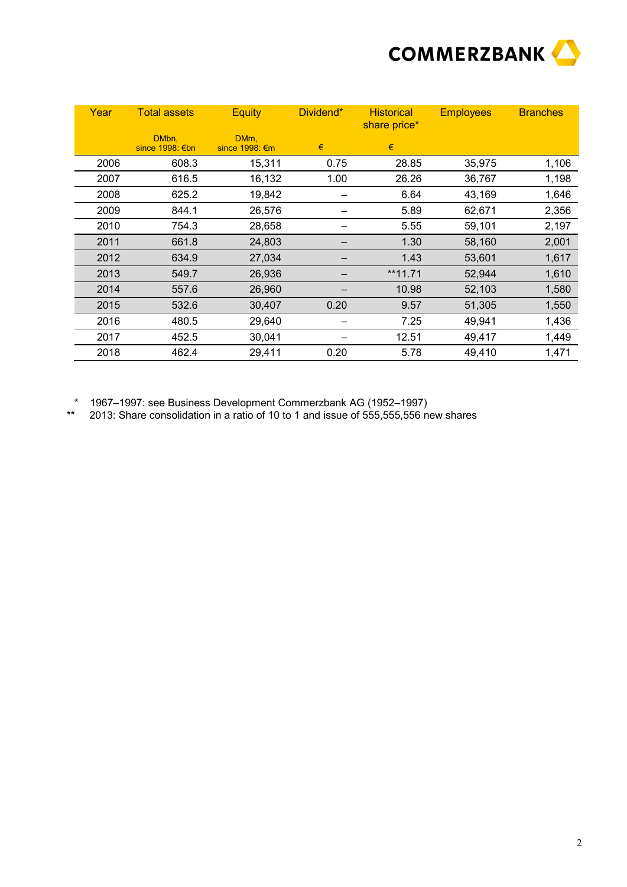| Year | Total assets<br>DMbn,<br>since 1998: €bn | Equity<br>DMm,<br>since 1998: €m | Dividend*<br>€ | Historical share price*<br>€ | Employees | Branches |
|---|---|---|---|---|---|---|
| 2006 | 608.3 | 15,311 | 0.75 | 28.85 | 35,975 | 1,106 |
| 2007 | 616.5 | 16,132 | 1.00 | 26.26 | 36,767 | 1,198 |
| 2008 | 625.2 | 19,842 | – | 6.64 | 43,169 | 1,646 |
| 2009 | 844.1 | 26,576 | – | 5.89 | 62,671 | 2,356 |
| 2010 | 754.3 | 28,658 | – | 5.55 | 59,101 | 2,197 |
| 2011 | 661.8 | 24,803 | – | 1.30 | 58,160 | 2,001 |
| 2012 | 634.9 | 27,034 | – | 1.43 | 53,601 | 1,617 |
| 2013 | 549.7 | 26,936 | – | **11.71 | 52,944 | 1,610 |
| 2014 | 557.6 | 26,960 | – | 10.98 | 52,103 | 1,580 |
| 2015 | 532.6 | 30,407 | 0.20 | 9.57 | 51,305 | 1,550 |
| 2016 | 480.5 | 29,640 | – | 7.25 | 49,941 | 1,436 |
| 2017 | 452.5 | 30,041 | – | 12.51 | 49,417 | 1,449 |
| 2018 | 462.4 | 29,411 | 0.20 | 5.78 | 49,410 | 1,471 |

\* 1967–1997: see Business Development Commerzbank AG (1952–1997)

\*\* 2013: Share consolidation in a ratio of 10 to 1 and issue of 555,555,556 new shares